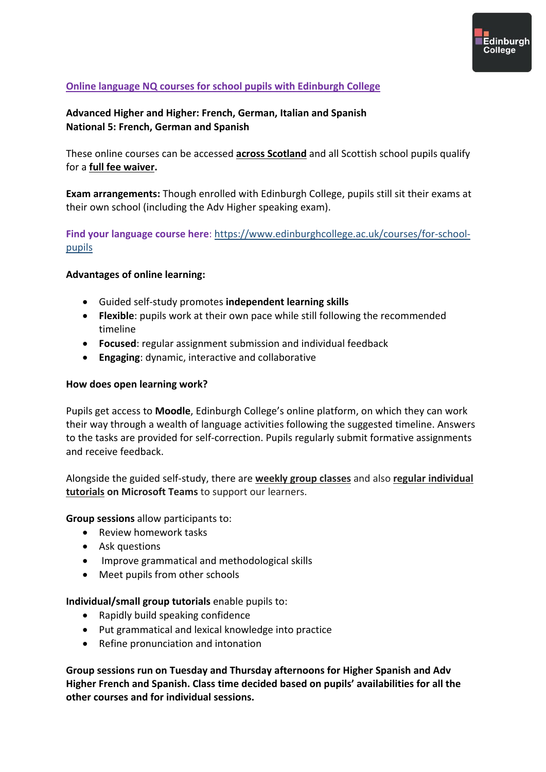## [Online language NQ courses for school pupils with Edinburgh College]()

**Advanced Higher and Higher: French, German, Italian and Spanish**
**National 5: French, German and Spanish**

These online courses can be accessed **across Scotland** and all Scottish school pupils qualify for a **full fee waiver.**

**Exam arrangements:** Though enrolled with Edinburgh College, pupils still sit their exams at their own school (including the Adv Higher speaking exam).

**Find your language course here**: https://www.edinburghcollege.ac.uk/courses/for-school-pupils

**Advantages of online learning:**

- Guided self-study promotes **independent learning skills**
- **Flexible**: pupils work at their own pace while still following the recommended timeline
- **Focused**: regular assignment submission and individual feedback
- **Engaging**: dynamic, interactive and collaborative

**How does open learning work?**

Pupils get access to **Moodle**, Edinburgh College's online platform, on which they can work their way through a wealth of language activities following the suggested timeline. Answers to the tasks are provided for self-correction. Pupils regularly submit formative assignments and receive feedback.

Alongside the guided self-study, there are **weekly group classes** and also **regular individual tutorials on Microsoft Teams** to support our learners.

**Group sessions** allow participants to:

- Review homework tasks
- Ask questions
- Improve grammatical and methodological skills
- Meet pupils from other schools

**Individual/small group tutorials** enable pupils to:

- Rapidly build speaking confidence
- Put grammatical and lexical knowledge into practice
- Refine pronunciation and intonation

**Group sessions run on Tuesday and Thursday afternoons for Higher Spanish and Adv Higher French and Spanish. Class time decided based on pupils' availabilities for all the other courses and for individual sessions.**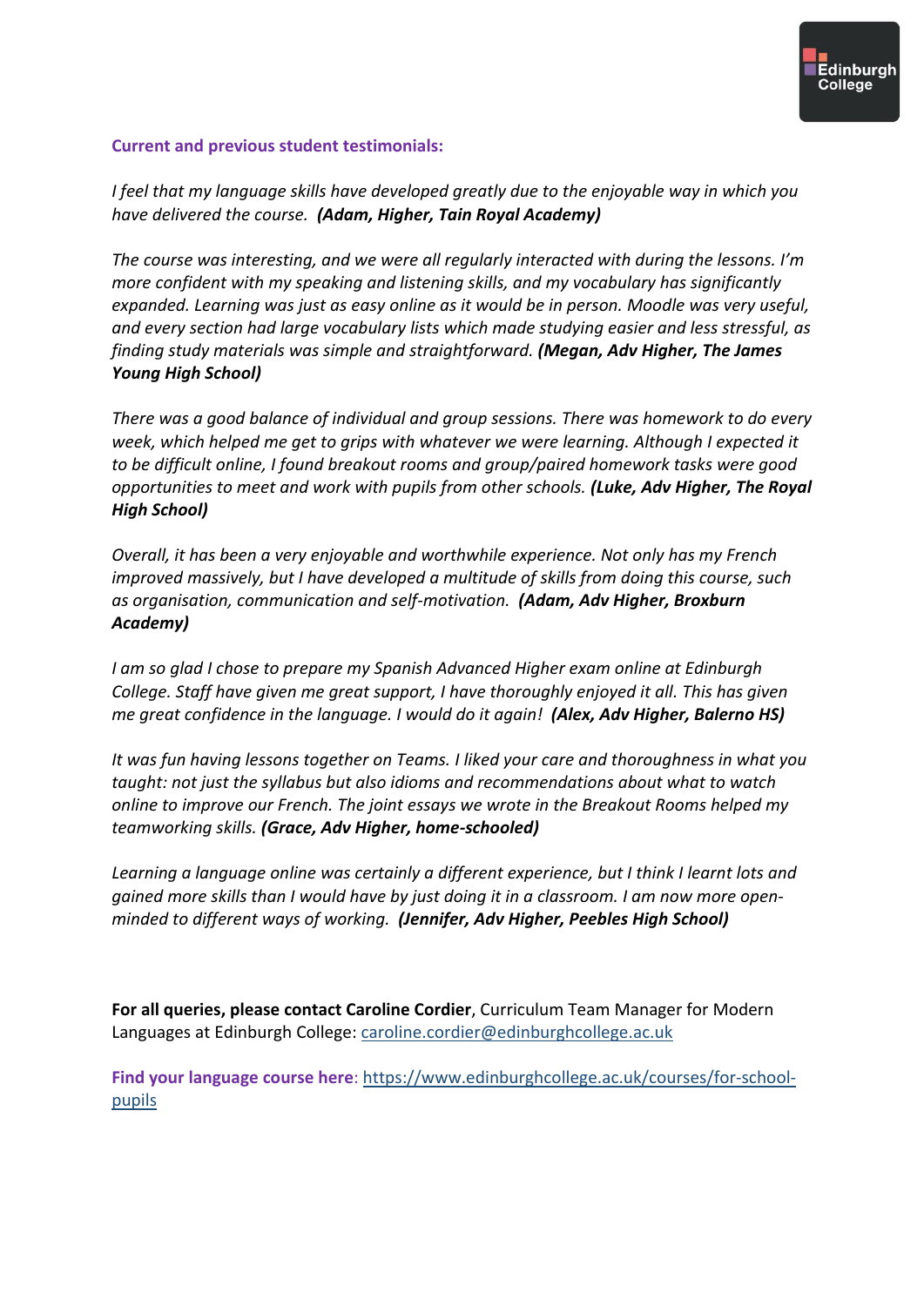**Current and previous student testimonials:**

*I feel that my language skills have developed greatly due to the enjoyable way in which you have delivered the course.* ***(Adam, Higher, Tain Royal Academy)***

*The course was interesting, and we were all regularly interacted with during the lessons. I'm more confident with my speaking and listening skills, and my vocabulary has significantly expanded. Learning was just as easy online as it would be in person. Moodle was very useful, and every section had large vocabulary lists which made studying easier and less stressful, as finding study materials was simple and straightforward.* ***(Megan, Adv Higher, The James Young High School)***

*There was a good balance of individual and group sessions. There was homework to do every week, which helped me get to grips with whatever we were learning. Although I expected it to be difficult online, I found breakout rooms and group/paired homework tasks were good opportunities to meet and work with pupils from other schools.* ***(Luke, Adv Higher, The Royal High School)***

*Overall, it has been a very enjoyable and worthwhile experience. Not only has my French improved massively, but I have developed a multitude of skills from doing this course, such as organisation, communication and self-motivation.* ***(Adam, Adv Higher, Broxburn Academy)***

*I am so glad I chose to prepare my Spanish Advanced Higher exam online at Edinburgh College. Staff have given me great support, I have thoroughly enjoyed it all. This has given me great confidence in the language. I would do it again!* ***(Alex, Adv Higher, Balerno HS)***

*It was fun having lessons together on Teams. I liked your care and thoroughness in what you taught: not just the syllabus but also idioms and recommendations about what to watch online to improve our French. The joint essays we wrote in the Breakout Rooms helped my teamworking skills.* ***(Grace, Adv Higher, home-schooled)***

*Learning a language online was certainly a different experience, but I think I learnt lots and gained more skills than I would have by just doing it in a classroom. I am now more open-minded to different ways of working.* ***(Jennifer, Adv Higher, Peebles High School)***

**For all queries, please contact Caroline Cordier**, Curriculum Team Manager for Modern Languages at Edinburgh College: caroline.cordier@edinburghcollege.ac.uk

**Find your language course here**: https://www.edinburghcollege.ac.uk/courses/for-school-pupils